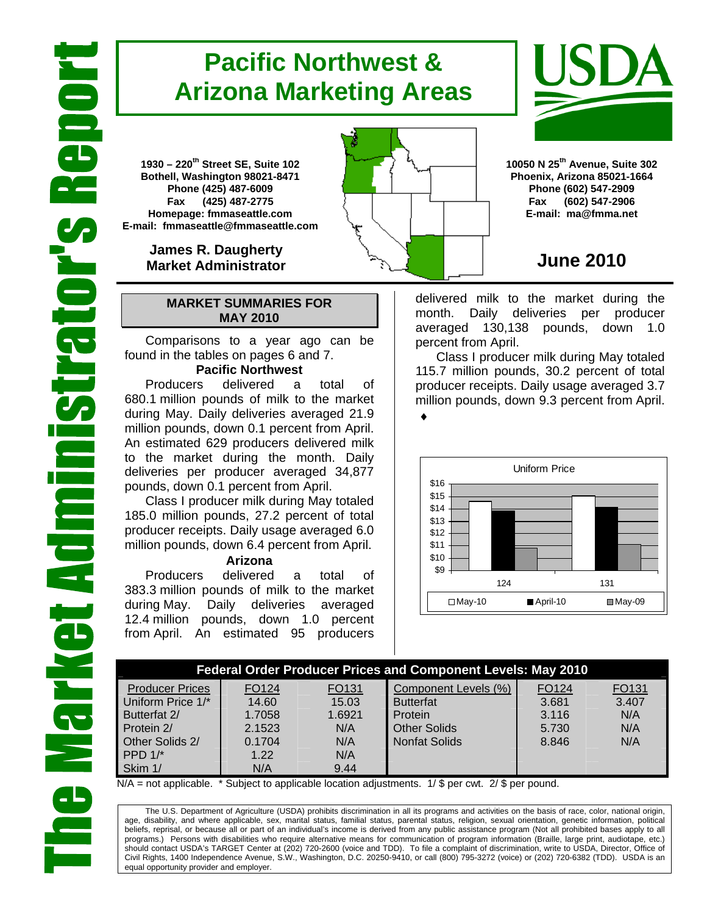# Pacific Northwest & Arizona Marketing Areas

The Market Administrator's Report

**1930 – 220th Street SE, Suite 102**
**Bothell, Washington 98021-8471**
**Phone (425) 487-6009**
**Fax (425) 487-2775**
**Homepage: fmmaseattle.com**
**E-mail: fmmaseattle@fmmaseattle.com**

**James R. Daugherty**
**Market Administrator**

**10050 N 25th Avenue, Suite 302**
**Phoenix, Arizona 85021-1664**
**Phone (602) 547-2909**
**Fax (602) 547-2906**
**E-mail: ma@fmma.net**

## June 2010

### MARKET SUMMARIES FOR MAY 2010

Comparisons to a year ago can be found in the tables on pages 6 and 7.

**Pacific Northwest**

Producers delivered a total of 680.1 million pounds of milk to the market during May. Daily deliveries averaged 21.9 million pounds, down 0.1 percent from April. An estimated 629 producers delivered milk to the market during the month. Daily deliveries per producer averaged 34,877 pounds, down 0.1 percent from April.

Class I producer milk during May totaled 185.0 million pounds, 27.2 percent of total producer receipts. Daily usage averaged 6.0 million pounds, down 6.4 percent from April.

**Arizona**

Producers delivered a total of 383.3 million pounds of milk to the market during May. Daily deliveries averaged 12.4 million pounds, down 1.0 percent from April. An estimated 95 producers delivered milk to the market during the month. Daily deliveries per producer averaged 130,138 pounds, down 1.0 percent from April.

Class I producer milk during May totaled 115.7 million pounds, 30.2 percent of total producer receipts. Daily usage averaged 3.7 million pounds, down 9.3 percent from April.

♦

Uniform Price

| Order | May-10 | April-10 | May-09 |
|---|---|---|---|
| 124 | ~$14.60 | ~$13.90 | ~$10.80 |
| 131 | ~$15.03 | ~$14.15 | ~$11.10 |

### Federal Order Producer Prices and Component Levels: May 2010

| Producer Prices | FO124 | FO131 | Component Levels (%) | FO124 | FO131 |
|---|---|---|---|---|---|
| Uniform Price 1/* | 14.60 | 15.03 | Butterfat | 3.681 | 3.407 |
| Butterfat 2/ | 1.7058 | 1.6921 | Protein | 3.116 | N/A |
| Protein 2/ | 2.1523 | N/A | Other Solids | 5.730 | N/A |
| Other Solids 2/ | 0.1704 | N/A | Nonfat Solids | 8.846 | N/A |
| PPD 1/* | 1.22 | N/A | | | |
| Skim 1/ | N/A | 9.44 | | | |

N/A = not applicable. * Subject to applicable location adjustments. 1/ $ per cwt. 2/ $ per pound.

The U.S. Department of Agriculture (USDA) prohibits discrimination in all its programs and activities on the basis of race, color, national origin, age, disability, and where applicable, sex, marital status, familial status, parental status, religion, sexual orientation, genetic information, political beliefs, reprisal, or because all or part of an individual's income is derived from any public assistance program (Not all prohibited bases apply to all programs.) Persons with disabilities who require alternative means for communication of program information (Braille, large print, audiotape, etc.) should contact USDA's TARGET Center at (202) 720-2600 (voice and TDD). To file a complaint of discrimination, write to USDA, Director, Office of Civil Rights, 1400 Independence Avenue, S.W., Washington, D.C. 20250-9410, or call (800) 795-3272 (voice) or (202) 720-6382 (TDD). USDA is an equal opportunity provider and employer.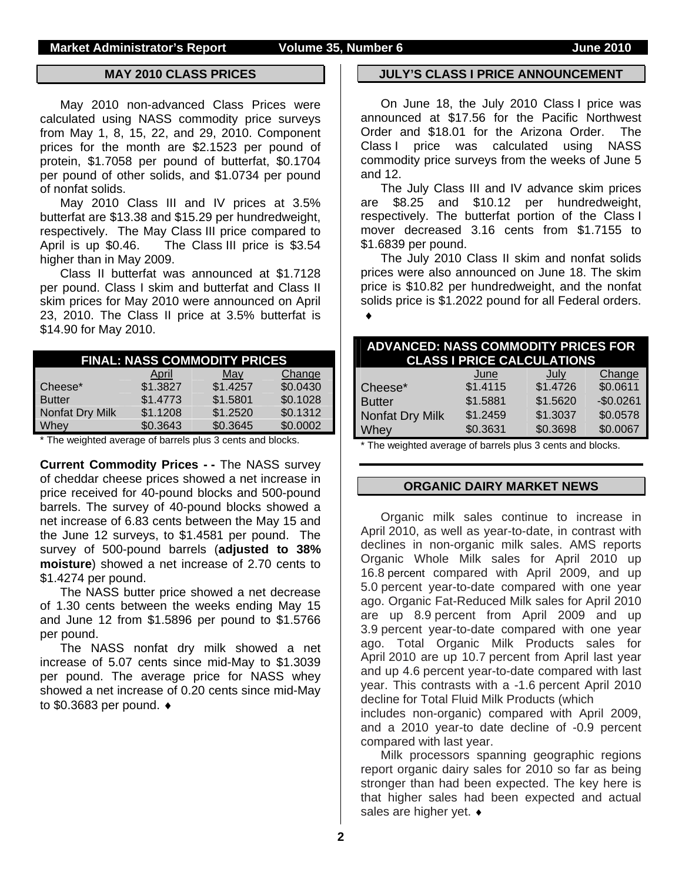## MAY 2010 CLASS PRICES

May 2010 non-advanced Class Prices were calculated using NASS commodity price surveys from May 1, 8, 15, 22, and 29, 2010. Component prices for the month are $2.1523 per pound of protein, $1.7058 per pound of butterfat, $0.1704 per pound of other solids, and $1.0734 per pound of nonfat solids.

May 2010 Class III and IV prices at 3.5% butterfat are $13.38 and $15.29 per hundredweight, respectively. The May Class III price compared to April is up $0.46. The Class III price is $3.54 higher than in May 2009.

Class II butterfat was announced at $1.7128 per pound. Class I skim and butterfat and Class II skim prices for May 2010 were announced on April 23, 2010. The Class II price at 3.5% butterfat is $14.90 for May 2010.

| FINAL: NASS COMMODITY PRICES | | | |
|---|---|---|---|
| | April | May | Change |
| Cheese* | $1.3827 | $1.4257 | $0.0430 |
| Butter | $1.4773 | $1.5801 | $0.1028 |
| Nonfat Dry Milk | $1.1208 | $1.2520 | $0.1312 |
| Whey | $0.3643 | $0.3645 | $0.0002 |

* The weighted average of barrels plus 3 cents and blocks.

**Current Commodity Prices - -** The NASS survey of cheddar cheese prices showed a net increase in price received for 40-pound blocks and 500-pound barrels. The survey of 40-pound blocks showed a net increase of 6.83 cents between the May 15 and the June 12 surveys, to $1.4581 per pound. The survey of 500-pound barrels (**adjusted to 38% moisture**) showed a net increase of 2.70 cents to $1.4274 per pound.

The NASS butter price showed a net decrease of 1.30 cents between the weeks ending May 15 and June 12 from $1.5896 per pound to $1.5766 per pound.

The NASS nonfat dry milk showed a net increase of 5.07 cents since mid-May to $1.3039 per pound. The average price for NASS whey showed a net increase of 0.20 cents since mid-May to $0.3683 per pound. ♦

## JULY'S CLASS I PRICE ANNOUNCEMENT

On June 18, the July 2010 Class I price was announced at $17.56 for the Pacific Northwest Order and $18.01 for the Arizona Order. The Class I price was calculated using NASS commodity price surveys from the weeks of June 5 and 12.

The July Class III and IV advance skim prices are $8.25 and $10.12 per hundredweight, respectively. The butterfat portion of the Class I mover decreased 3.16 cents from $1.7155 to $1.6839 per pound.

The July 2010 Class II skim and nonfat solids prices were also announced on June 18. The skim price is $10.82 per hundredweight, and the nonfat solids price is $1.2022 pound for all Federal orders. ♦

| ADVANCED: NASS COMMODITY PRICES FOR CLASS I PRICE CALCULATIONS | | | |
|---|---|---|---|
| | June | July | Change |
| Cheese* | $1.4115 | $1.4726 | $0.0611 |
| Butter | $1.5881 | $1.5620 | -$0.0261 |
| Nonfat Dry Milk | $1.2459 | $1.3037 | $0.0578 |
| Whey | $0.3631 | $0.3698 | $0.0067 |

* The weighted average of barrels plus 3 cents and blocks.

## ORGANIC DAIRY MARKET NEWS

Organic milk sales continue to increase in April 2010, as well as year-to-date, in contrast with declines in non-organic milk sales. AMS reports Organic Whole Milk sales for April 2010 up 16.8 percent compared with April 2009, and up 5.0 percent year-to-date compared with one year ago. Organic Fat-Reduced Milk sales for April 2010 are up 8.9 percent from April 2009 and up 3.9 percent year-to-date compared with one year ago. Total Organic Milk Products sales for April 2010 are up 10.7 percent from April last year and up 4.6 percent year-to-date compared with last year. This contrasts with a -1.6 percent April 2010 decline for Total Fluid Milk Products (which includes non-organic) compared with April 2009, and a 2010 year-to date decline of -0.9 percent compared with last year.

Milk processors spanning geographic regions report organic dairy sales for 2010 so far as being stronger than had been expected. The key here is that higher sales had been expected and actual sales are higher yet. ♦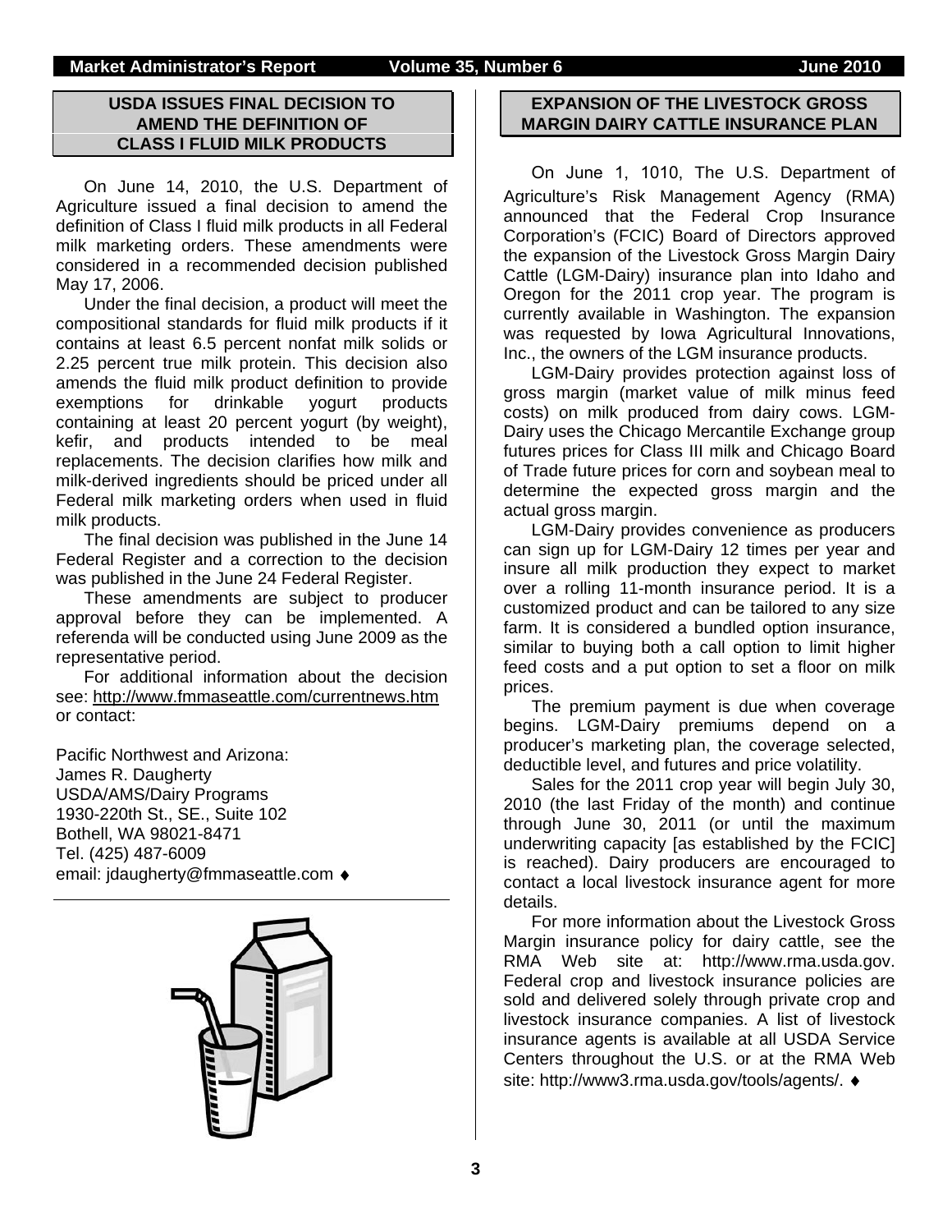## USDA ISSUES FINAL DECISION TO AMEND THE DEFINITION OF CLASS I FLUID MILK PRODUCTS

On June 14, 2010, the U.S. Department of Agriculture issued a final decision to amend the definition of Class I fluid milk products in all Federal milk marketing orders. These amendments were considered in a recommended decision published May 17, 2006.

Under the final decision, a product will meet the compositional standards for fluid milk products if it contains at least 6.5 percent nonfat milk solids or 2.25 percent true milk protein. This decision also amends the fluid milk product definition to provide exemptions for drinkable yogurt products containing at least 20 percent yogurt (by weight), kefir, and products intended to be meal replacements. The decision clarifies how milk and milk-derived ingredients should be priced under all Federal milk marketing orders when used in fluid milk products.

The final decision was published in the June 14 Federal Register and a correction to the decision was published in the June 24 Federal Register.

These amendments are subject to producer approval before they can be implemented. A referenda will be conducted using June 2009 as the representative period.

For additional information about the decision see: http://www.fmmaseattle.com/currentnews.htm or contact:

Pacific Northwest and Arizona:
James R. Daugherty
USDA/AMS/Dairy Programs
1930-220th St., SE., Suite 102
Bothell, WA 98021-8471
Tel. (425) 487-6009
email: jdaugherty@fmmaseattle.com ♦

## EXPANSION OF THE LIVESTOCK GROSS MARGIN DAIRY CATTLE INSURANCE PLAN

On June 1, 1010, The U.S. Department of Agriculture's Risk Management Agency (RMA) announced that the Federal Crop Insurance Corporation's (FCIC) Board of Directors approved the expansion of the Livestock Gross Margin Dairy Cattle (LGM-Dairy) insurance plan into Idaho and Oregon for the 2011 crop year. The program is currently available in Washington. The expansion was requested by Iowa Agricultural Innovations, Inc., the owners of the LGM insurance products.

LGM-Dairy provides protection against loss of gross margin (market value of milk minus feed costs) on milk produced from dairy cows. LGM-Dairy uses the Chicago Mercantile Exchange group futures prices for Class III milk and Chicago Board of Trade future prices for corn and soybean meal to determine the expected gross margin and the actual gross margin.

LGM-Dairy provides convenience as producers can sign up for LGM-Dairy 12 times per year and insure all milk production they expect to market over a rolling 11-month insurance period. It is a customized product and can be tailored to any size farm. It is considered a bundled option insurance, similar to buying both a call option to limit higher feed costs and a put option to set a floor on milk prices.

The premium payment is due when coverage begins. LGM-Dairy premiums depend on a producer's marketing plan, the coverage selected, deductible level, and futures and price volatility.

Sales for the 2011 crop year will begin July 30, 2010 (the last Friday of the month) and continue through June 30, 2011 (or until the maximum underwriting capacity [as established by the FCIC] is reached). Dairy producers are encouraged to contact a local livestock insurance agent for more details.

For more information about the Livestock Gross Margin insurance policy for dairy cattle, see the RMA Web site at: http://www.rma.usda.gov. Federal crop and livestock insurance policies are sold and delivered solely through private crop and livestock insurance companies. A list of livestock insurance agents is available at all USDA Service Centers throughout the U.S. or at the RMA Web site: http://www3.rma.usda.gov/tools/agents/. ♦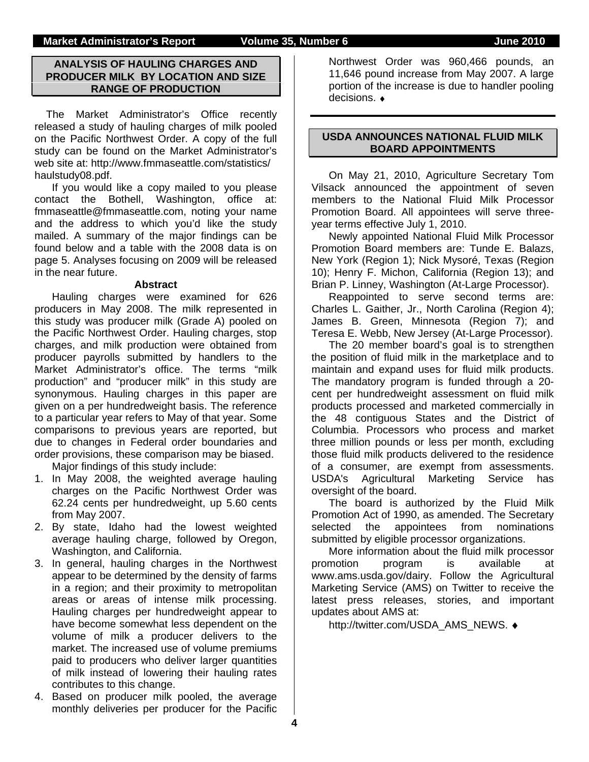## ANALYSIS OF HAULING CHARGES AND PRODUCER MILK BY LOCATION AND SIZE RANGE OF PRODUCTION

The Market Administrator's Office recently released a study of hauling charges of milk pooled on the Pacific Northwest Order. A copy of the full study can be found on the Market Administrator's web site at: http://www.fmmaseattle.com/statistics/haulstudy08.pdf.

If you would like a copy mailed to you please contact the Bothell, Washington, office at: fmmaseattle@fmmaseattle.com, noting your name and the address to which you'd like the study mailed. A summary of the major findings can be found below and a table with the 2008 data is on page 5. Analyses focusing on 2009 will be released in the near future.

**Abstract**

Hauling charges were examined for 626 producers in May 2008. The milk represented in this study was producer milk (Grade A) pooled on the Pacific Northwest Order. Hauling charges, stop charges, and milk production were obtained from producer payrolls submitted by handlers to the Market Administrator's office. The terms "milk production" and "producer milk" in this study are synonymous. Hauling charges in this paper are given on a per hundredweight basis. The reference to a particular year refers to May of that year. Some comparisons to previous years are reported, but due to changes in Federal order boundaries and order provisions, these comparison may be biased.

Major findings of this study include:

1. In May 2008, the weighted average hauling charges on the Pacific Northwest Order was 62.24 cents per hundredweight, up 5.60 cents from May 2007.
2. By state, Idaho had the lowest weighted average hauling charge, followed by Oregon, Washington, and California.
3. In general, hauling charges in the Northwest appear to be determined by the density of farms in a region; and their proximity to metropolitan areas or areas of intense milk processing. Hauling charges per hundredweight appear to have become somewhat less dependent on the volume of milk a producer delivers to the market. The increased use of volume premiums paid to producers who deliver larger quantities of milk instead of lowering their hauling rates contributes to this change.
4. Based on producer milk pooled, the average monthly deliveries per producer for the Pacific Northwest Order was 960,466 pounds, an 11,646 pound increase from May 2007. A large portion of the increase is due to handler pooling decisions. ♦

## USDA ANNOUNCES NATIONAL FLUID MILK BOARD APPOINTMENTS

On May 21, 2010, Agriculture Secretary Tom Vilsack announced the appointment of seven members to the National Fluid Milk Processor Promotion Board. All appointees will serve three-year terms effective July 1, 2010.

Newly appointed National Fluid Milk Processor Promotion Board members are: Tunde E. Balazs, New York (Region 1); Nick Mysoré, Texas (Region 10); Henry F. Michon, California (Region 13); and Brian P. Linney, Washington (At-Large Processor).

Reappointed to serve second terms are: Charles L. Gaither, Jr., North Carolina (Region 4); James B. Green, Minnesota (Region 7); and Teresa E. Webb, New Jersey (At-Large Processor).

The 20 member board's goal is to strengthen the position of fluid milk in the marketplace and to maintain and expand uses for fluid milk products. The mandatory program is funded through a 20-cent per hundredweight assessment on fluid milk products processed and marketed commercially in the 48 contiguous States and the District of Columbia. Processors who process and market three million pounds or less per month, excluding those fluid milk products delivered to the residence of a consumer, are exempt from assessments. USDA's Agricultural Marketing Service has oversight of the board.

The board is authorized by the Fluid Milk Promotion Act of 1990, as amended. The Secretary selected the appointees from nominations submitted by eligible processor organizations.

More information about the fluid milk processor promotion program is available at www.ams.usda.gov/dairy. Follow the Agricultural Marketing Service (AMS) on Twitter to receive the latest press releases, stories, and important updates about AMS at:

http://twitter.com/USDA_AMS_NEWS. ♦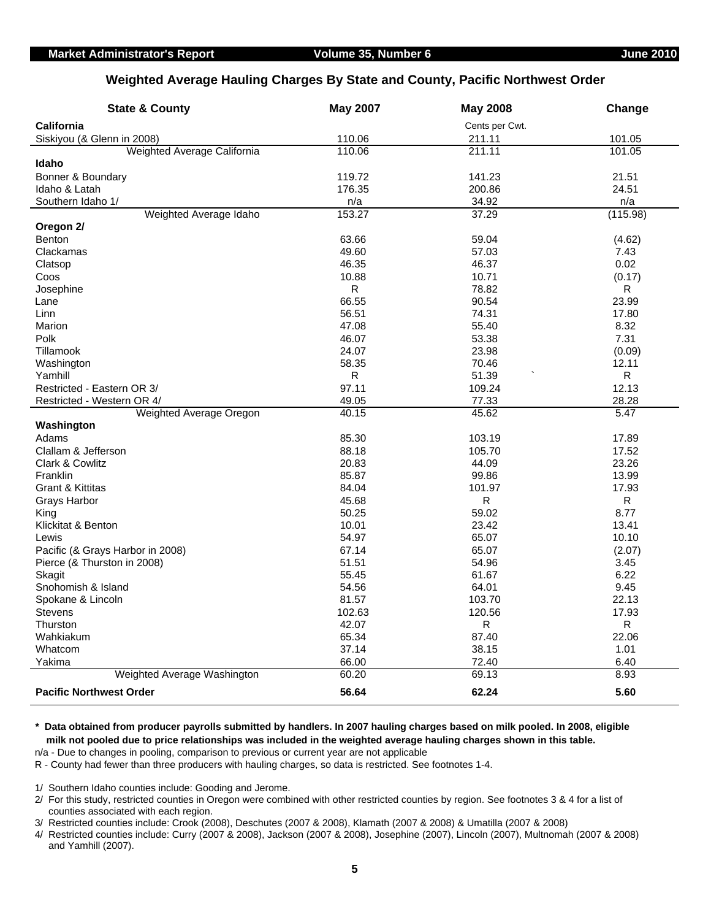## Weighted Average Hauling Charges By State and County, Pacific Northwest Order

| State & County | May 2007 | May 2008 | Change |
|---|---|---|---|
| **California** | | Cents per Cwt. | |
| Siskiyou (& Glenn in 2008) | 110.06 | 211.11 | 101.05 |
| Weighted Average California | 110.06 | 211.11 | 101.05 |
| **Idaho** | | | |
| Bonner & Boundary | 119.72 | 141.23 | 21.51 |
| Idaho & Latah | 176.35 | 200.86 | 24.51 |
| Southern Idaho 1/ | n/a | 34.92 | n/a |
| Weighted Average Idaho | 153.27 | 37.29 | (115.98) |
| **Oregon 2/** | | | |
| Benton | 63.66 | 59.04 | (4.62) |
| Clackamas | 49.60 | 57.03 | 7.43 |
| Clatsop | 46.35 | 46.37 | 0.02 |
| Coos | 10.88 | 10.71 | (0.17) |
| Josephine | R | 78.82 | R |
| Lane | 66.55 | 90.54 | 23.99 |
| Linn | 56.51 | 74.31 | 17.80 |
| Marion | 47.08 | 55.40 | 8.32 |
| Polk | 46.07 | 53.38 | 7.31 |
| Tillamook | 24.07 | 23.98 | (0.09) |
| Washington | 58.35 | 70.46 | 12.11 |
| Yamhill | R | 51.39 | R |
| Restricted - Eastern OR 3/ | 97.11 | 109.24 | 12.13 |
| Restricted - Western OR 4/ | 49.05 | 77.33 | 28.28 |
| Weighted Average Oregon | 40.15 | 45.62 | 5.47 |
| **Washington** | | | |
| Adams | 85.30 | 103.19 | 17.89 |
| Clallam & Jefferson | 88.18 | 105.70 | 17.52 |
| Clark & Cowlitz | 20.83 | 44.09 | 23.26 |
| Franklin | 85.87 | 99.86 | 13.99 |
| Grant & Kittitas | 84.04 | 101.97 | 17.93 |
| Grays Harbor | 45.68 | R | R |
| King | 50.25 | 59.02 | 8.77 |
| Klickitat & Benton | 10.01 | 23.42 | 13.41 |
| Lewis | 54.97 | 65.07 | 10.10 |
| Pacific (& Grays Harbor in 2008) | 67.14 | 65.07 | (2.07) |
| Pierce (& Thurston in 2008) | 51.51 | 54.96 | 3.45 |
| Skagit | 55.45 | 61.67 | 6.22 |
| Snohomish & Island | 54.56 | 64.01 | 9.45 |
| Spokane & Lincoln | 81.57 | 103.70 | 22.13 |
| Stevens | 102.63 | 120.56 | 17.93 |
| Thurston | 42.07 | R | R |
| Wahkiakum | 65.34 | 87.40 | 22.06 |
| Whatcom | 37.14 | 38.15 | 1.01 |
| Yakima | 66.00 | 72.40 | 6.40 |
| Weighted Average Washington | 60.20 | 69.13 | 8.93 |
| **Pacific Northwest Order** | **56.64** | **62.24** | **5.60** |

**\* Data obtained from producer payrolls submitted by handlers. In 2007 hauling charges based on milk pooled. In 2008, eligible milk not pooled due to price relationships was included in the weighted average hauling charges shown in this table.**

n/a - Due to changes in pooling, comparison to previous or current year are not applicable

R - County had fewer than three producers with hauling charges, so data is restricted. See footnotes 1-4.

1/ Southern Idaho counties include: Gooding and Jerome.

2/ For this study, restricted counties in Oregon were combined with other restricted counties by region. See footnotes 3 & 4 for a list of counties associated with each region.

3/ Restricted counties include: Crook (2008), Deschutes (2007 & 2008), Klamath (2007 & 2008) & Umatilla (2007 & 2008)

4/ Restricted counties include: Curry (2007 & 2008), Jackson (2007 & 2008), Josephine (2007), Lincoln (2007), Multnomah (2007 & 2008) and Yamhill (2007).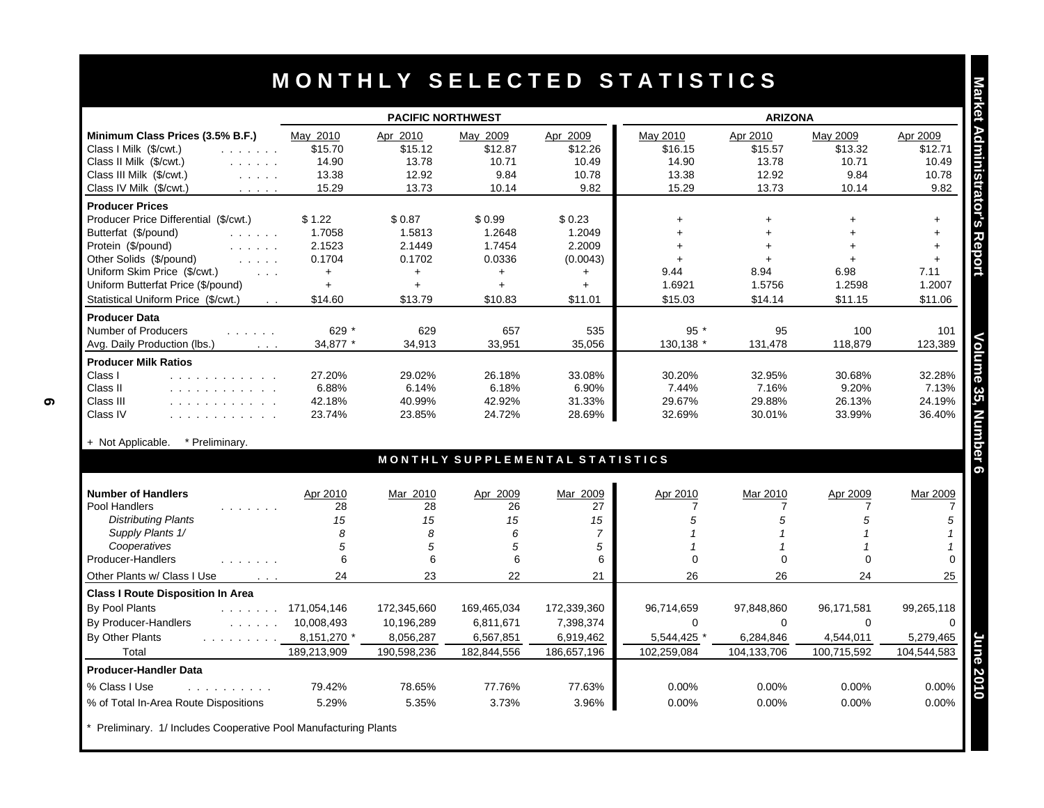# MONTHLY SELECTED STATISTICS

| | PACIFIC NORTHWEST | | | | ARIZONA | | | |
|---|---|---|---|---|---|---|---|---|
| **Minimum Class Prices (3.5% B.F.)** | May 2010 | Apr 2010 | May 2009 | Apr 2009 | May 2010 | Apr 2010 | May 2009 | Apr 2009 |
| Class I Milk ($/cwt.) | $15.70 | $15.12 | $12.87 | $12.26 | $16.15 | $15.57 | $13.32 | $12.71 |
| Class II Milk ($/cwt.) | 14.90 | 13.78 | 10.71 | 10.49 | 14.90 | 13.78 | 10.71 | 10.49 |
| Class III Milk ($/cwt.) | 13.38 | 12.92 | 9.84 | 10.78 | 13.38 | 12.92 | 9.84 | 10.78 |
| Class IV Milk ($/cwt.) | 15.29 | 13.73 | 10.14 | 9.82 | 15.29 | 13.73 | 10.14 | 9.82 |
| **Producer Prices** | | | | | | | | |
| Producer Price Differential ($/cwt.) | $ 1.22 | $ 0.87 | $ 0.99 | $ 0.23 | + | + | + | + |
| Butterfat ($/pound) | 1.7058 | 1.5813 | 1.2648 | 1.2049 | + | + | + | + |
| Protein ($/pound) | 2.1523 | 2.1449 | 1.7454 | 2.2009 | + | + | + | + |
| Other Solids ($/pound) | 0.1704 | 0.1702 | 0.0336 | (0.0043) | + | + | + | + |
| Uniform Skim Price ($/cwt.) | + | + | + | + | 9.44 | 8.94 | 6.98 | 7.11 |
| Uniform Butterfat Price ($/pound) | + | + | + | + | 1.6921 | 1.5756 | 1.2598 | 1.2007 |
| Statistical Uniform Price ($/cwt.) | $14.60 | $13.79 | $10.83 | $11.01 | $15.03 | $14.14 | $11.15 | $11.06 |
| **Producer Data** | | | | | | | | |
| Number of Producers | 629 * | 629 | 657 | 535 | 95 * | 95 | 100 | 101 |
| Avg. Daily Production (lbs.) | 34,877 * | 34,913 | 33,951 | 35,056 | 130,138 * | 131,478 | 118,879 | 123,389 |
| **Producer Milk Ratios** | | | | | | | | |
| Class I | 27.20% | 29.02% | 26.18% | 33.08% | 30.20% | 32.95% | 30.68% | 32.28% |
| Class II | 6.88% | 6.14% | 6.18% | 6.90% | 7.44% | 7.16% | 9.20% | 7.13% |
| Class III | 42.18% | 40.99% | 42.92% | 31.33% | 29.67% | 29.88% | 26.13% | 24.19% |
| Class IV | 23.74% | 23.85% | 24.72% | 28.69% | 32.69% | 30.01% | 33.99% | 36.40% |

+ Not Applicable. * Preliminary.

## MONTHLY SUPPLEMENTAL STATISTICS

| | | | | | | | | |
|---|---|---|---|---|---|---|---|---|
| **Number of Handlers** | Apr 2010 | Mar 2010 | Apr 2009 | Mar 2009 | Apr 2010 | Mar 2010 | Apr 2009 | Mar 2009 |
| Pool Handlers | 28 | 28 | 26 | 27 | 7 | 7 | 7 | 7 |
| *Distributing Plants* | *15* | *15* | *15* | *15* | *5* | *5* | *5* | *5* |
| *Supply Plants 1/* | *8* | *8* | *6* | *7* | *1* | *1* | *1* | *1* |
| *Cooperatives* | *5* | *5* | *5* | *5* | *1* | *1* | *1* | *1* |
| Producer-Handlers | 6 | 6 | 6 | 6 | 0 | 0 | 0 | 0 |
| Other Plants w/ Class I Use | 24 | 23 | 22 | 21 | 26 | 26 | 24 | 25 |
| **Class I Route Disposition In Area** | | | | | | | | |
| By Pool Plants | 171,054,146 | 172,345,660 | 169,465,034 | 172,339,360 | 96,714,659 | 97,848,860 | 96,171,581 | 99,265,118 |
| By Producer-Handlers | 10,008,493 | 10,196,289 | 6,811,671 | 7,398,374 | 0 | 0 | 0 | 0 |
| By Other Plants | 8,151,270 * | 8,056,287 | 6,567,851 | 6,919,462 | 5,544,425 * | 6,284,846 | 4,544,011 | 5,279,465 |
| Total | 189,213,909 | 190,598,236 | 182,844,556 | 186,657,196 | 102,259,084 | 104,133,706 | 100,715,592 | 104,544,583 |
| **Producer-Handler Data** | | | | | | | | |
| % Class I Use | 79.42% | 78.65% | 77.76% | 77.63% | 0.00% | 0.00% | 0.00% | 0.00% |
| % of Total In-Area Route Dispositions | 5.29% | 5.35% | 3.73% | 3.96% | 0.00% | 0.00% | 0.00% | 0.00% |

* Preliminary. 1/ Includes Cooperative Pool Manufacturing Plants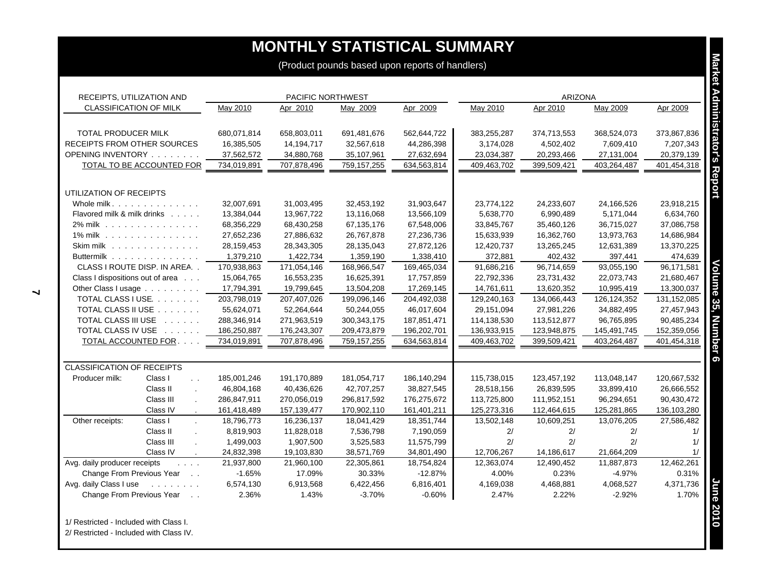# MONTHLY STATISTICAL SUMMARY

(Product pounds based upon reports of handlers)

| RECEIPTS, UTILIZATION AND CLASSIFICATION OF MILK | | PACIFIC NORTHWEST | | | | ARIZONA | | | |
|---|---|---|---|---|---|---|---|---|---|
| | | May 2010 | Apr 2010 | May 2009 | Apr 2009 | May 2010 | Apr 2010 | May 2009 | Apr 2009 |
| TOTAL PRODUCER MILK | | 680,071,814 | 658,803,011 | 691,481,676 | 562,644,722 | 383,255,287 | 374,713,553 | 368,524,073 | 373,867,836 |
| RECEIPTS FROM OTHER SOURCES | | 16,385,505 | 14,194,717 | 32,567,618 | 44,286,398 | 3,174,028 | 4,502,402 | 7,609,410 | 7,207,343 |
| OPENING INVENTORY | | 37,562,572 | 34,880,768 | 35,107,961 | 27,632,694 | 23,034,387 | 20,293,466 | 27,131,004 | 20,379,139 |
| TOTAL TO BE ACCOUNTED FOR | | 734,019,891 | 707,878,496 | 759,157,255 | 634,563,814 | 409,463,702 | 399,509,421 | 403,264,487 | 401,454,318 |
| UTILIZATION OF RECEIPTS | | | | | | | | | |
| Whole milk | | 32,007,691 | 31,003,495 | 32,453,192 | 31,903,647 | 23,774,122 | 24,233,607 | 24,166,526 | 23,918,215 |
| Flavored milk & milk drinks | | 13,384,044 | 13,967,722 | 13,116,068 | 13,566,109 | 5,638,770 | 6,990,489 | 5,171,044 | 6,634,760 |
| 2% milk | | 68,356,229 | 68,430,258 | 67,135,176 | 67,548,006 | 33,845,767 | 35,460,126 | 36,715,027 | 37,086,758 |
| 1% milk | | 27,652,236 | 27,886,632 | 26,767,878 | 27,236,736 | 15,633,939 | 16,362,760 | 13,973,763 | 14,686,984 |
| Skim milk | | 28,159,453 | 28,343,305 | 28,135,043 | 27,872,126 | 12,420,737 | 13,265,245 | 12,631,389 | 13,370,225 |
| Buttermilk | | 1,379,210 | 1,422,734 | 1,359,190 | 1,338,410 | 372,881 | 402,432 | 397,441 | 474,639 |
| CLASS I ROUTE DISP. IN AREA | | 170,938,863 | 171,054,146 | 168,966,547 | 169,465,034 | 91,686,216 | 96,714,659 | 93,055,190 | 96,171,581 |
| Class I dispositions out of area | | 15,064,765 | 16,553,235 | 16,625,391 | 17,757,859 | 22,792,336 | 23,731,432 | 22,073,743 | 21,680,467 |
| Other Class I usage | | 17,794,391 | 19,799,645 | 13,504,208 | 17,269,145 | 14,761,611 | 13,620,352 | 10,995,419 | 13,300,037 |
| TOTAL CLASS I USE | | 203,798,019 | 207,407,026 | 199,096,146 | 204,492,038 | 129,240,163 | 134,066,443 | 126,124,352 | 131,152,085 |
| TOTAL CLASS II USE | | 55,624,071 | 52,264,644 | 50,244,055 | 46,017,604 | 29,151,094 | 27,981,226 | 34,882,495 | 27,457,943 |
| TOTAL CLASS III USE | | 288,346,914 | 271,963,519 | 300,343,175 | 187,851,471 | 114,138,530 | 113,512,877 | 96,765,895 | 90,485,234 |
| TOTAL CLASS IV USE | | 186,250,887 | 176,243,307 | 209,473,879 | 196,202,701 | 136,933,915 | 123,948,875 | 145,491,745 | 152,359,056 |
| TOTAL ACCOUNTED FOR | | 734,019,891 | 707,878,496 | 759,157,255 | 634,563,814 | 409,463,702 | 399,509,421 | 403,264,487 | 401,454,318 |
| CLASSIFICATION OF RECEIPTS | | | | | | | | | |
| Producer milk: | Class I | 185,001,246 | 191,170,889 | 181,054,717 | 186,140,294 | 115,738,015 | 123,457,192 | 113,048,147 | 120,667,532 |
| | Class II | 46,804,168 | 40,436,626 | 42,707,257 | 38,827,545 | 28,518,156 | 26,839,595 | 33,899,410 | 26,666,552 |
| | Class III | 286,847,911 | 270,056,019 | 296,817,592 | 176,275,672 | 113,725,800 | 111,952,151 | 96,294,651 | 90,430,472 |
| | Class IV | 161,418,489 | 157,139,477 | 170,902,110 | 161,401,211 | 125,273,316 | 112,464,615 | 125,281,865 | 136,103,280 |
| Other receipts: | Class I | 18,796,773 | 16,236,137 | 18,041,429 | 18,351,744 | 13,502,148 | 10,609,251 | 13,076,205 | 27,586,482 |
| | Class II | 8,819,903 | 11,828,018 | 7,536,798 | 7,190,059 | 2/ | 2/ | 2/ | 1/ |
| | Class III | 1,499,003 | 1,907,500 | 3,525,583 | 11,575,799 | 2/ | 2/ | 2/ | 1/ |
| | Class IV | 24,832,398 | 19,103,830 | 38,571,769 | 34,801,490 | 12,706,267 | 14,186,617 | 21,664,209 | 1/ |
| Avg. daily producer receipts | | 21,937,800 | 21,960,100 | 22,305,861 | 18,754,824 | 12,363,074 | 12,490,452 | 11,887,873 | 12,462,261 |
| Change From Previous Year | | -1.65% | 17.09% | 30.33% | -12.87% | 4.00% | 0.23% | -4.97% | 0.31% |
| Avg. daily Class I use | | 6,574,130 | 6,913,568 | 6,422,456 | 6,816,401 | 4,169,038 | 4,468,881 | 4,068,527 | 4,371,736 |
| Change From Previous Year | | 2.36% | 1.43% | -3.70% | -0.60% | 2.47% | 2.22% | -2.92% | 1.70% |

1/ Restricted - Included with Class I.

2/ Restricted - Included with Class IV.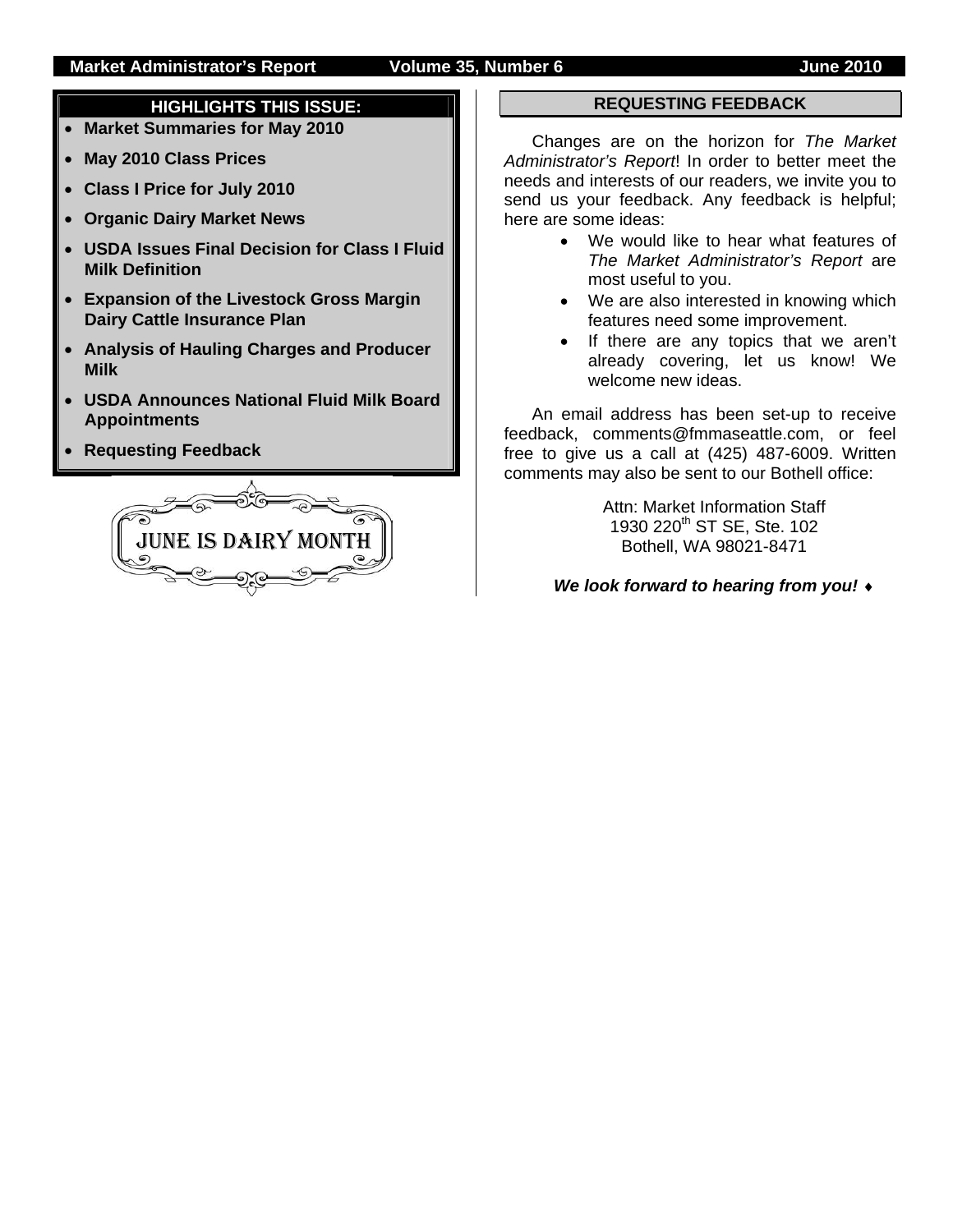## HIGHLIGHTS THIS ISSUE:

- **Market Summaries for May 2010**
- **May 2010 Class Prices**
- **Class I Price for July 2010**
- **Organic Dairy Market News**
- **USDA Issues Final Decision for Class I Fluid Milk Definition**
- **Expansion of the Livestock Gross Margin Dairy Cattle Insurance Plan**
- **Analysis of Hauling Charges and Producer Milk**
- **USDA Announces National Fluid Milk Board Appointments**
- **Requesting Feedback**

JUNE IS DAIRY MONTH

## REQUESTING FEEDBACK

Changes are on the horizon for *The Market Administrator's Report*! In order to better meet the needs and interests of our readers, we invite you to send us your feedback. Any feedback is helpful; here are some ideas:

- We would like to hear what features of *The Market Administrator's Report* are most useful to you.
- We are also interested in knowing which features need some improvement.
- If there are any topics that we aren't already covering, let us know! We welcome new ideas.

An email address has been set-up to receive feedback, comments@fmmaseattle.com, or feel free to give us a call at (425) 487-6009. Written comments may also be sent to our Bothell office:

Attn: Market Information Staff
1930 220th ST SE, Ste. 102
Bothell, WA 98021-8471

***We look forward to hearing from you!*** ♦